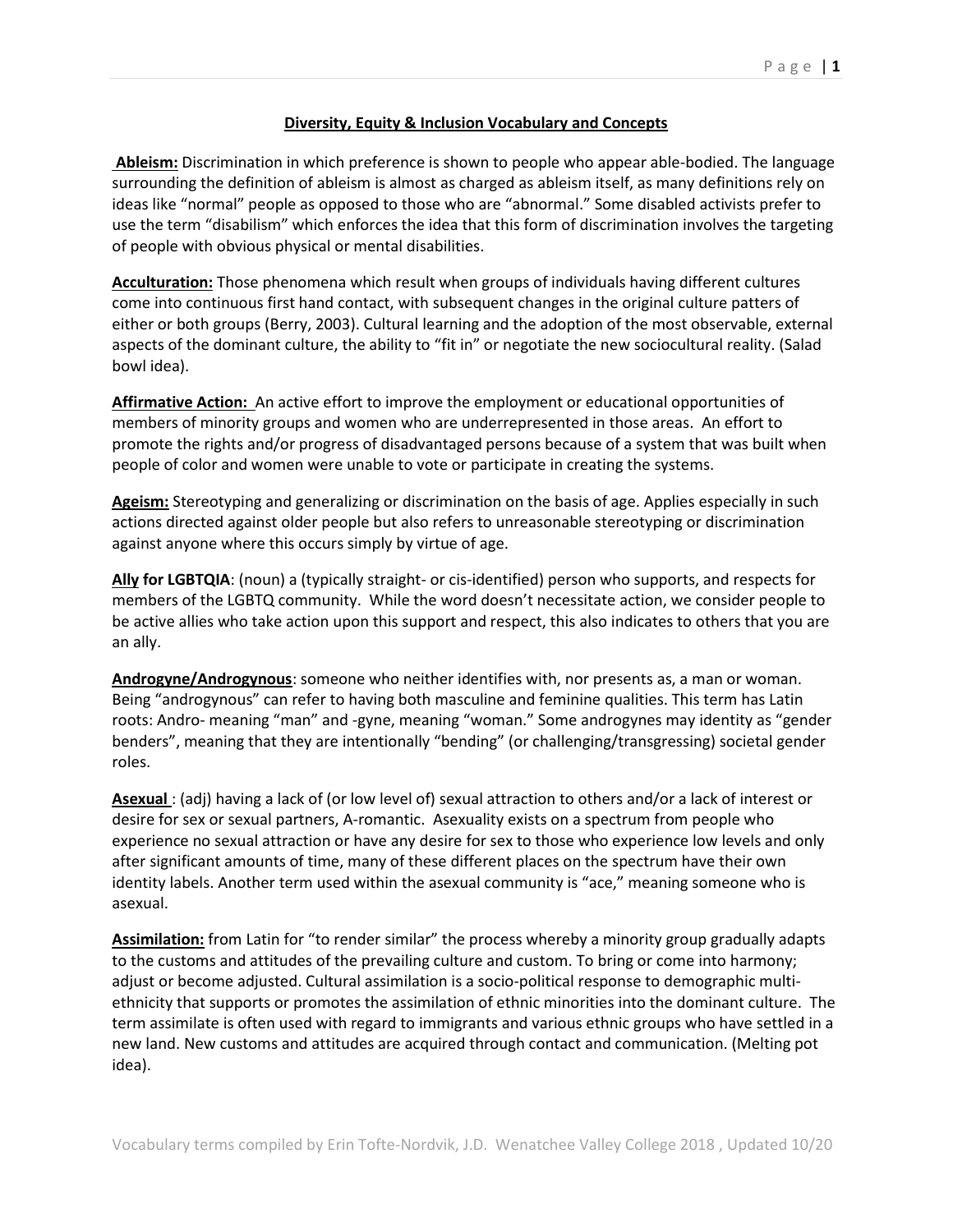**Diversity, Equity & Inclusion Vocabulary and Concepts**

**Ableism:** Discrimination in which preference is shown to people who appear able-bodied. The language surrounding the definition of ableism is almost as charged as ableism itself, as many definitions rely on ideas like "normal" people as opposed to those who are "abnormal." Some disabled activists prefer to use the term "disabilism" which enforces the idea that this form of discrimination involves the targeting of people with obvious physical or mental disabilities.

**Acculturation:** Those phenomena which result when groups of individuals having different cultures come into continuous first hand contact, with subsequent changes in the original culture patters of either or both groups (Berry, 2003). Cultural learning and the adoption of the most observable, external aspects of the dominant culture, the ability to "fit in" or negotiate the new sociocultural reality. (Salad bowl idea).

**Affirmative Action:** An active effort to improve the employment or educational opportunities of members of minority groups and women who are underrepresented in those areas. An effort to promote the rights and/or progress of disadvantaged persons because of a system that was built when people of color and women were unable to vote or participate in creating the systems.

**Ageism:** Stereotyping and generalizing or discrimination on the basis of age. Applies especially in such actions directed against older people but also refers to unreasonable stereotyping or discrimination against anyone where this occurs simply by virtue of age.

**Ally for LGBTQIA**: (noun) a (typically straight- or cis-identified) person who supports, and respects for members of the LGBTQ community. While the word doesn't necessitate action, we consider people to be active allies who take action upon this support and respect, this also indicates to others that you are an ally.

**Androgyne/Androgynous**: someone who neither identifies with, nor presents as, a man or woman. Being "androgynous" can refer to having both masculine and feminine qualities. This term has Latin roots: Andro- meaning "man" and -gyne, meaning "woman." Some androgynes may identity as "gender benders", meaning that they are intentionally "bending" (or challenging/transgressing) societal gender roles.

**Asexual** : (adj) having a lack of (or low level of) sexual attraction to others and/or a lack of interest or desire for sex or sexual partners, A-romantic. Asexuality exists on a spectrum from people who experience no sexual attraction or have any desire for sex to those who experience low levels and only after significant amounts of time, many of these different places on the spectrum have their own identity labels. Another term used within the asexual community is "ace," meaning someone who is asexual.

**Assimilation:** from Latin for "to render similar" the process whereby a minority group gradually adapts to the customs and attitudes of the prevailing culture and custom. To bring or come into harmony; adjust or become adjusted. Cultural assimilation is a socio-political response to demographic multi-ethnicity that supports or promotes the assimilation of ethnic minorities into the dominant culture. The term assimilate is often used with regard to immigrants and various ethnic groups who have settled in a new land. New customs and attitudes are acquired through contact and communication. (Melting pot idea).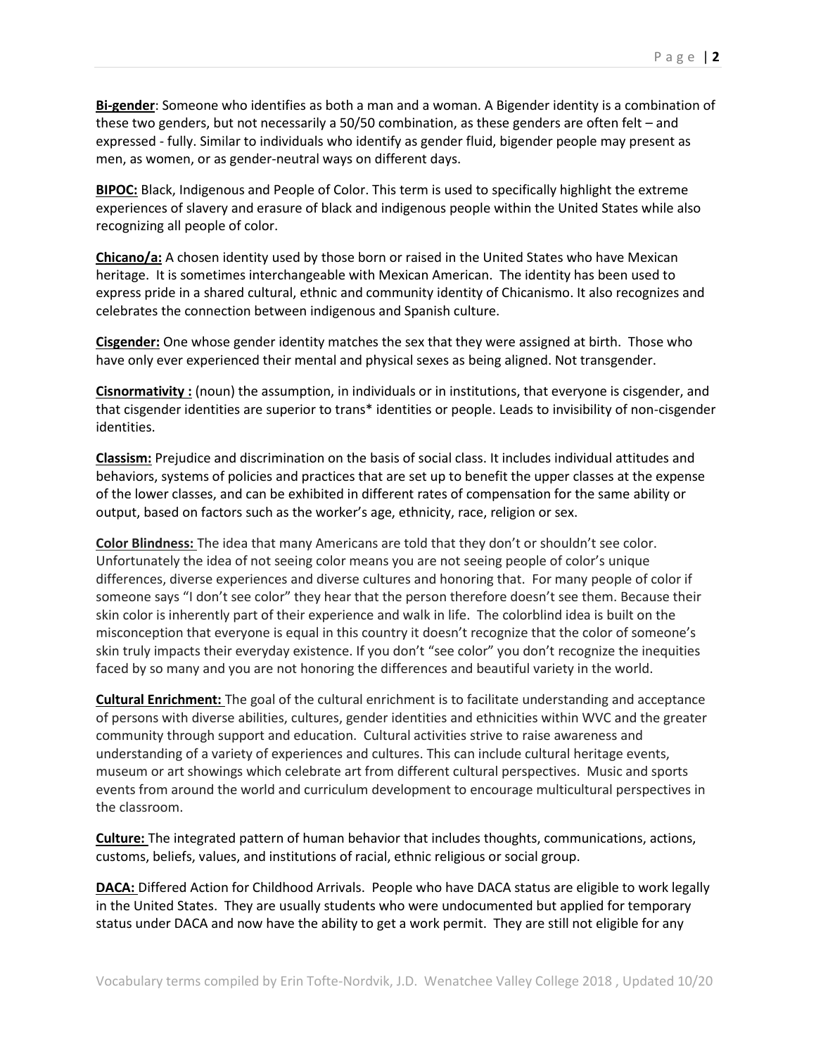**Bi-gender**: Someone who identifies as both a man and a woman. A Bigender identity is a combination of these two genders, but not necessarily a 50/50 combination, as these genders are often felt – and expressed - fully. Similar to individuals who identify as gender fluid, bigender people may present as men, as women, or as gender-neutral ways on different days.

**BIPOC:** Black, Indigenous and People of Color. This term is used to specifically highlight the extreme experiences of slavery and erasure of black and indigenous people within the United States while also recognizing all people of color.

**Chicano/a:** A chosen identity used by those born or raised in the United States who have Mexican heritage. It is sometimes interchangeable with Mexican American. The identity has been used to express pride in a shared cultural, ethnic and community identity of Chicanismo. It also recognizes and celebrates the connection between indigenous and Spanish culture.

**Cisgender:** One whose gender identity matches the sex that they were assigned at birth. Those who have only ever experienced their mental and physical sexes as being aligned. Not transgender.

**Cisnormativity :** (noun) the assumption, in individuals or in institutions, that everyone is cisgender, and that cisgender identities are superior to trans* identities or people. Leads to invisibility of non-cisgender identities.

**Classism:** Prejudice and discrimination on the basis of social class. It includes individual attitudes and behaviors, systems of policies and practices that are set up to benefit the upper classes at the expense of the lower classes, and can be exhibited in different rates of compensation for the same ability or output, based on factors such as the worker's age, ethnicity, race, religion or sex.

**Color Blindness:** The idea that many Americans are told that they don't or shouldn't see color. Unfortunately the idea of not seeing color means you are not seeing people of color's unique differences, diverse experiences and diverse cultures and honoring that. For many people of color if someone says "I don't see color" they hear that the person therefore doesn't see them. Because their skin color is inherently part of their experience and walk in life. The colorblind idea is built on the misconception that everyone is equal in this country it doesn't recognize that the color of someone's skin truly impacts their everyday existence. If you don't "see color" you don't recognize the inequities faced by so many and you are not honoring the differences and beautiful variety in the world.

**Cultural Enrichment:** The goal of the cultural enrichment is to facilitate understanding and acceptance of persons with diverse abilities, cultures, gender identities and ethnicities within WVC and the greater community through support and education. Cultural activities strive to raise awareness and understanding of a variety of experiences and cultures. This can include cultural heritage events, museum or art showings which celebrate art from different cultural perspectives. Music and sports events from around the world and curriculum development to encourage multicultural perspectives in the classroom.

**Culture:** The integrated pattern of human behavior that includes thoughts, communications, actions, customs, beliefs, values, and institutions of racial, ethnic religious or social group.

**DACA:** Differed Action for Childhood Arrivals. People who have DACA status are eligible to work legally in the United States. They are usually students who were undocumented but applied for temporary status under DACA and now have the ability to get a work permit. They are still not eligible for any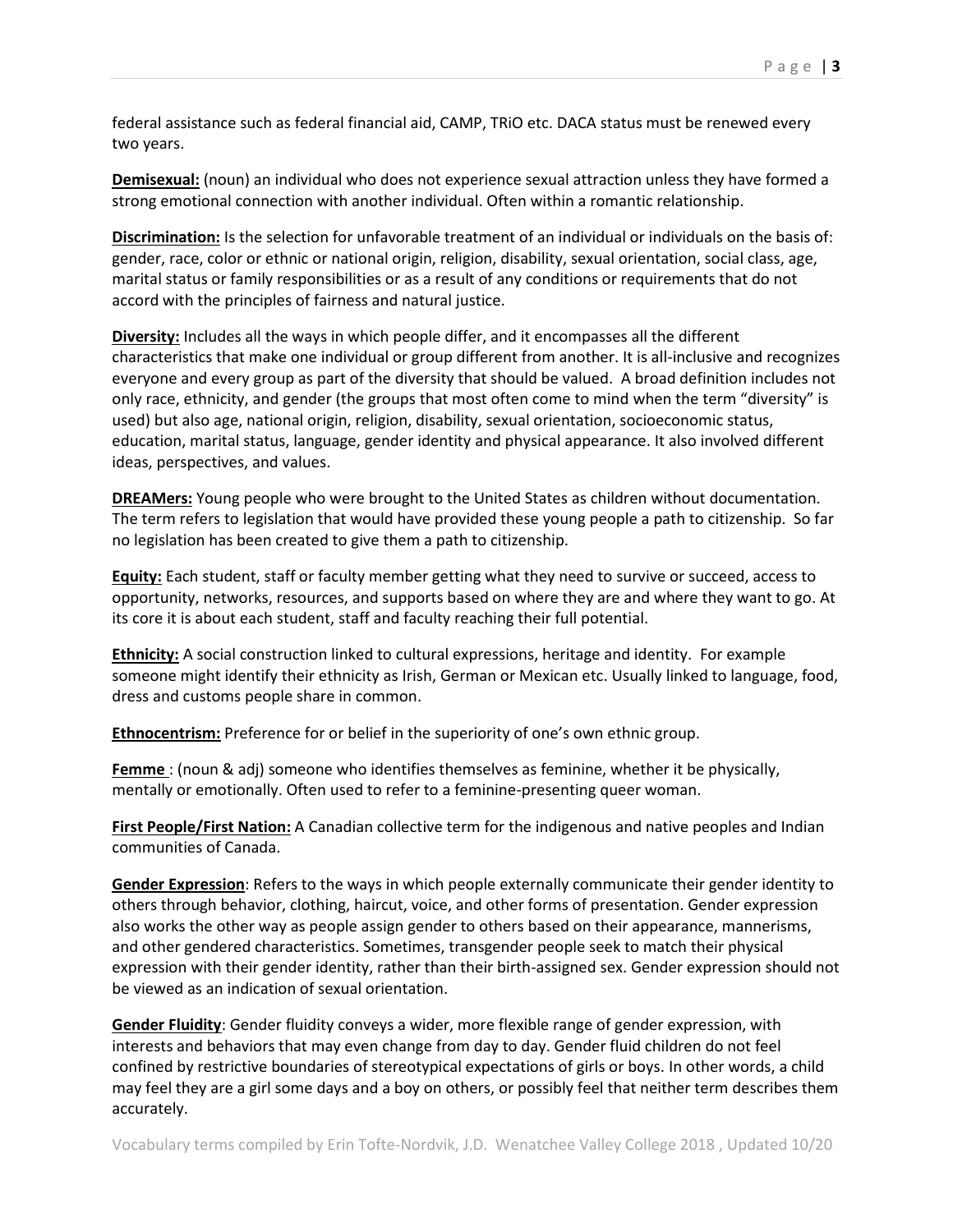federal assistance such as federal financial aid, CAMP, TRiO etc. DACA status must be renewed every two years.

**Demisexual:** (noun) an individual who does not experience sexual attraction unless they have formed a strong emotional connection with another individual. Often within a romantic relationship.

**Discrimination:** Is the selection for unfavorable treatment of an individual or individuals on the basis of: gender, race, color or ethnic or national origin, religion, disability, sexual orientation, social class, age, marital status or family responsibilities or as a result of any conditions or requirements that do not accord with the principles of fairness and natural justice.

**Diversity:** Includes all the ways in which people differ, and it encompasses all the different characteristics that make one individual or group different from another. It is all-inclusive and recognizes everyone and every group as part of the diversity that should be valued. A broad definition includes not only race, ethnicity, and gender (the groups that most often come to mind when the term "diversity" is used) but also age, national origin, religion, disability, sexual orientation, socioeconomic status, education, marital status, language, gender identity and physical appearance. It also involved different ideas, perspectives, and values.

**DREAMers:** Young people who were brought to the United States as children without documentation. The term refers to legislation that would have provided these young people a path to citizenship. So far no legislation has been created to give them a path to citizenship.

**Equity:** Each student, staff or faculty member getting what they need to survive or succeed, access to opportunity, networks, resources, and supports based on where they are and where they want to go. At its core it is about each student, staff and faculty reaching their full potential.

**Ethnicity:** A social construction linked to cultural expressions, heritage and identity. For example someone might identify their ethnicity as Irish, German or Mexican etc. Usually linked to language, food, dress and customs people share in common.

**Ethnocentrism:** Preference for or belief in the superiority of one's own ethnic group.

**Femme** : (noun & adj) someone who identifies themselves as feminine, whether it be physically, mentally or emotionally. Often used to refer to a feminine-presenting queer woman.

**First People/First Nation:** A Canadian collective term for the indigenous and native peoples and Indian communities of Canada.

**Gender Expression**: Refers to the ways in which people externally communicate their gender identity to others through behavior, clothing, haircut, voice, and other forms of presentation. Gender expression also works the other way as people assign gender to others based on their appearance, mannerisms, and other gendered characteristics. Sometimes, transgender people seek to match their physical expression with their gender identity, rather than their birth-assigned sex. Gender expression should not be viewed as an indication of sexual orientation.

**Gender Fluidity**: Gender fluidity conveys a wider, more flexible range of gender expression, with interests and behaviors that may even change from day to day. Gender fluid children do not feel confined by restrictive boundaries of stereotypical expectations of girls or boys. In other words, a child may feel they are a girl some days and a boy on others, or possibly feel that neither term describes them accurately.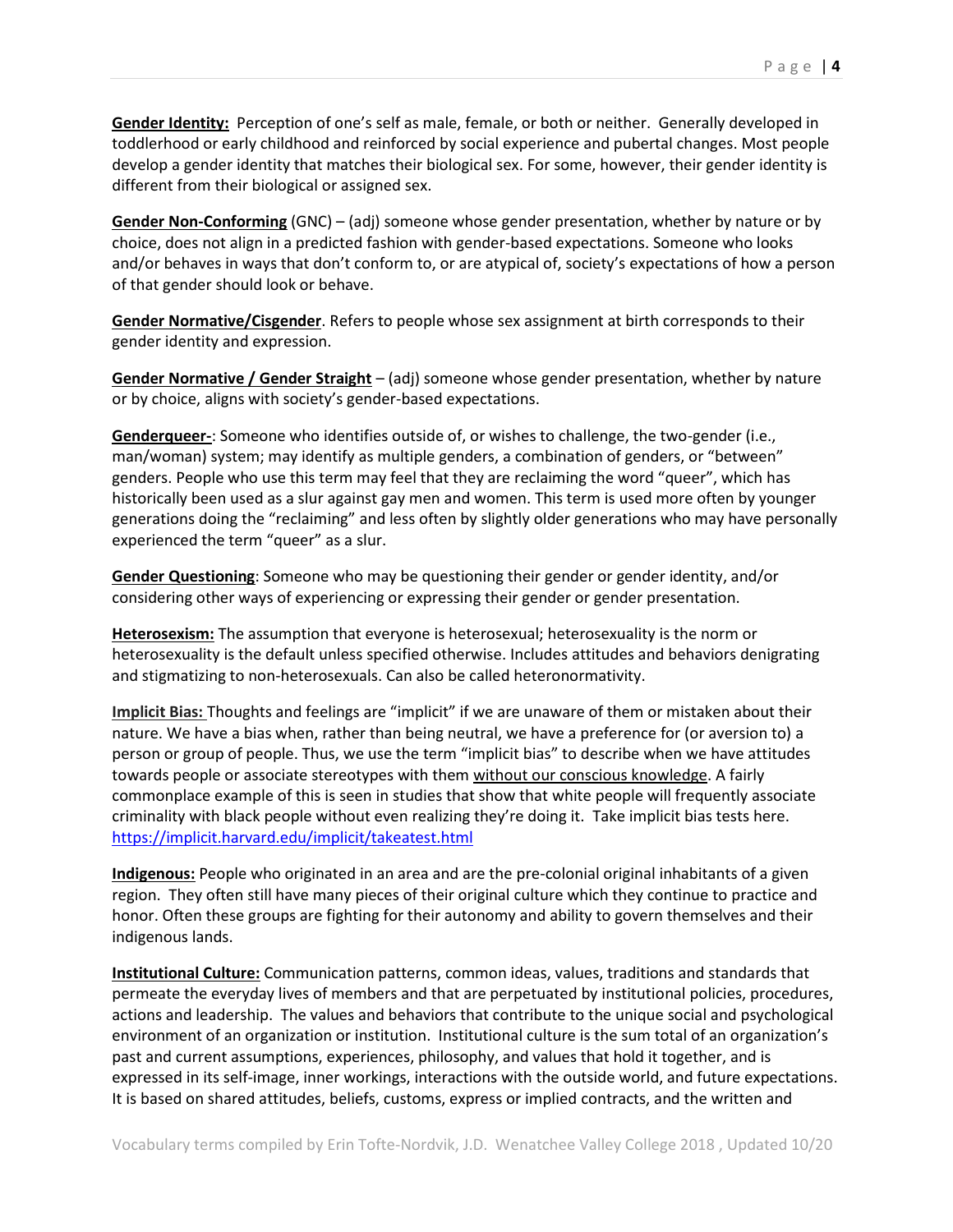**Gender Identity:** Perception of one's self as male, female, or both or neither. Generally developed in toddlerhood or early childhood and reinforced by social experience and pubertal changes. Most people develop a gender identity that matches their biological sex. For some, however, their gender identity is different from their biological or assigned sex.

**Gender Non-Conforming** (GNC) – (adj) someone whose gender presentation, whether by nature or by choice, does not align in a predicted fashion with gender-based expectations. Someone who looks and/or behaves in ways that don't conform to, or are atypical of, society's expectations of how a person of that gender should look or behave.

**Gender Normative/Cisgender**. Refers to people whose sex assignment at birth corresponds to their gender identity and expression.

**Gender Normative / Gender Straight** – (adj) someone whose gender presentation, whether by nature or by choice, aligns with society's gender-based expectations.

**Genderqueer-**: Someone who identifies outside of, or wishes to challenge, the two-gender (i.e., man/woman) system; may identify as multiple genders, a combination of genders, or "between" genders. People who use this term may feel that they are reclaiming the word "queer", which has historically been used as a slur against gay men and women. This term is used more often by younger generations doing the "reclaiming" and less often by slightly older generations who may have personally experienced the term "queer" as a slur.

**Gender Questioning**: Someone who may be questioning their gender or gender identity, and/or considering other ways of experiencing or expressing their gender or gender presentation.

**Heterosexism:** The assumption that everyone is heterosexual; heterosexuality is the norm or heterosexuality is the default unless specified otherwise. Includes attitudes and behaviors denigrating and stigmatizing to non-heterosexuals. Can also be called heteronormativity.

**Implicit Bias:** Thoughts and feelings are "implicit" if we are unaware of them or mistaken about their nature. We have a bias when, rather than being neutral, we have a preference for (or aversion to) a person or group of people. Thus, we use the term "implicit bias" to describe when we have attitudes towards people or associate stereotypes with them without our conscious knowledge. A fairly commonplace example of this is seen in studies that show that white people will frequently associate criminality with black people without even realizing they're doing it. Take implicit bias tests here. https://implicit.harvard.edu/implicit/takeatest.html

**Indigenous:** People who originated in an area and are the pre-colonial original inhabitants of a given region. They often still have many pieces of their original culture which they continue to practice and honor. Often these groups are fighting for their autonomy and ability to govern themselves and their indigenous lands.

**Institutional Culture:** Communication patterns, common ideas, values, traditions and standards that permeate the everyday lives of members and that are perpetuated by institutional policies, procedures, actions and leadership. The values and behaviors that contribute to the unique social and psychological environment of an organization or institution. Institutional culture is the sum total of an organization's past and current assumptions, experiences, philosophy, and values that hold it together, and is expressed in its self-image, inner workings, interactions with the outside world, and future expectations. It is based on shared attitudes, beliefs, customs, express or implied contracts, and the written and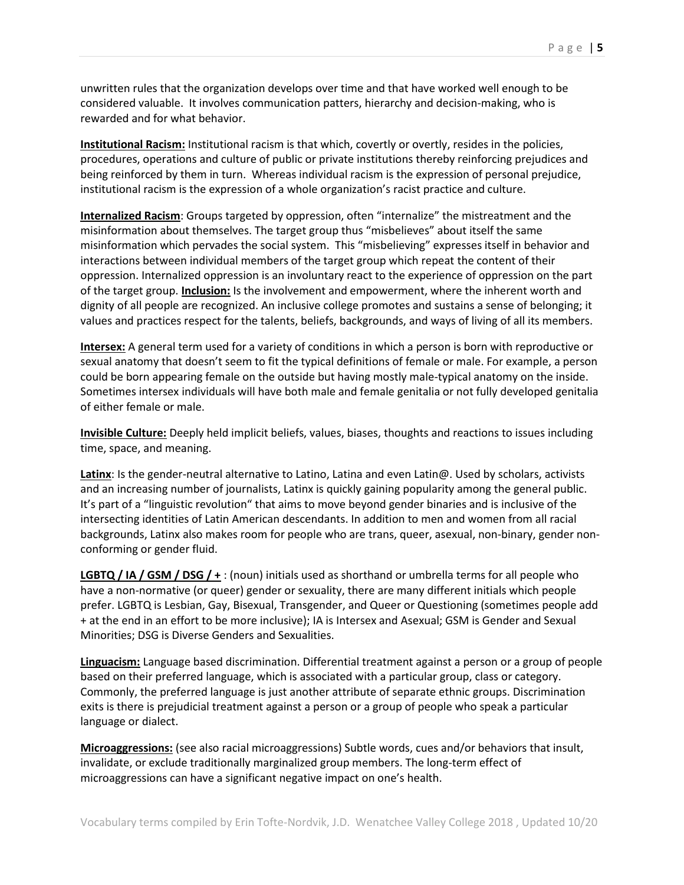unwritten rules that the organization develops over time and that have worked well enough to be considered valuable. It involves communication patters, hierarchy and decision-making, who is rewarded and for what behavior.

**Institutional Racism:** Institutional racism is that which, covertly or overtly, resides in the policies, procedures, operations and culture of public or private institutions thereby reinforcing prejudices and being reinforced by them in turn. Whereas individual racism is the expression of personal prejudice, institutional racism is the expression of a whole organization's racist practice and culture.

**Internalized Racism**: Groups targeted by oppression, often "internalize" the mistreatment and the misinformation about themselves. The target group thus "misbelieves" about itself the same misinformation which pervades the social system. This "misbelieving" expresses itself in behavior and interactions between individual members of the target group which repeat the content of their oppression. Internalized oppression is an involuntary react to the experience of oppression on the part of the target group. **Inclusion:** Is the involvement and empowerment, where the inherent worth and dignity of all people are recognized. An inclusive college promotes and sustains a sense of belonging; it values and practices respect for the talents, beliefs, backgrounds, and ways of living of all its members.

**Intersex:** A general term used for a variety of conditions in which a person is born with reproductive or sexual anatomy that doesn't seem to fit the typical definitions of female or male. For example, a person could be born appearing female on the outside but having mostly male-typical anatomy on the inside. Sometimes intersex individuals will have both male and female genitalia or not fully developed genitalia of either female or male.

**Invisible Culture:** Deeply held implicit beliefs, values, biases, thoughts and reactions to issues including time, space, and meaning.

**Latinx**: Is the gender-neutral alternative to Latino, Latina and even Latin@. Used by scholars, activists and an increasing number of journalists, Latinx is quickly gaining popularity among the general public. It's part of a "linguistic revolution" that aims to move beyond gender binaries and is inclusive of the intersecting identities of Latin American descendants. In addition to men and women from all racial backgrounds, Latinx also makes room for people who are trans, queer, asexual, non-binary, gender non-conforming or gender fluid.

**LGBTQ / IA / GSM / DSG / +** : (noun) initials used as shorthand or umbrella terms for all people who have a non-normative (or queer) gender or sexuality, there are many different initials which people prefer. LGBTQ is Lesbian, Gay, Bisexual, Transgender, and Queer or Questioning (sometimes people add + at the end in an effort to be more inclusive); IA is Intersex and Asexual; GSM is Gender and Sexual Minorities; DSG is Diverse Genders and Sexualities.

**Linguacism:** Language based discrimination. Differential treatment against a person or a group of people based on their preferred language, which is associated with a particular group, class or category. Commonly, the preferred language is just another attribute of separate ethnic groups. Discrimination exits is there is prejudicial treatment against a person or a group of people who speak a particular language or dialect.

**Microaggressions:** (see also racial microaggressions) Subtle words, cues and/or behaviors that insult, invalidate, or exclude traditionally marginalized group members. The long-term effect of microaggressions can have a significant negative impact on one's health.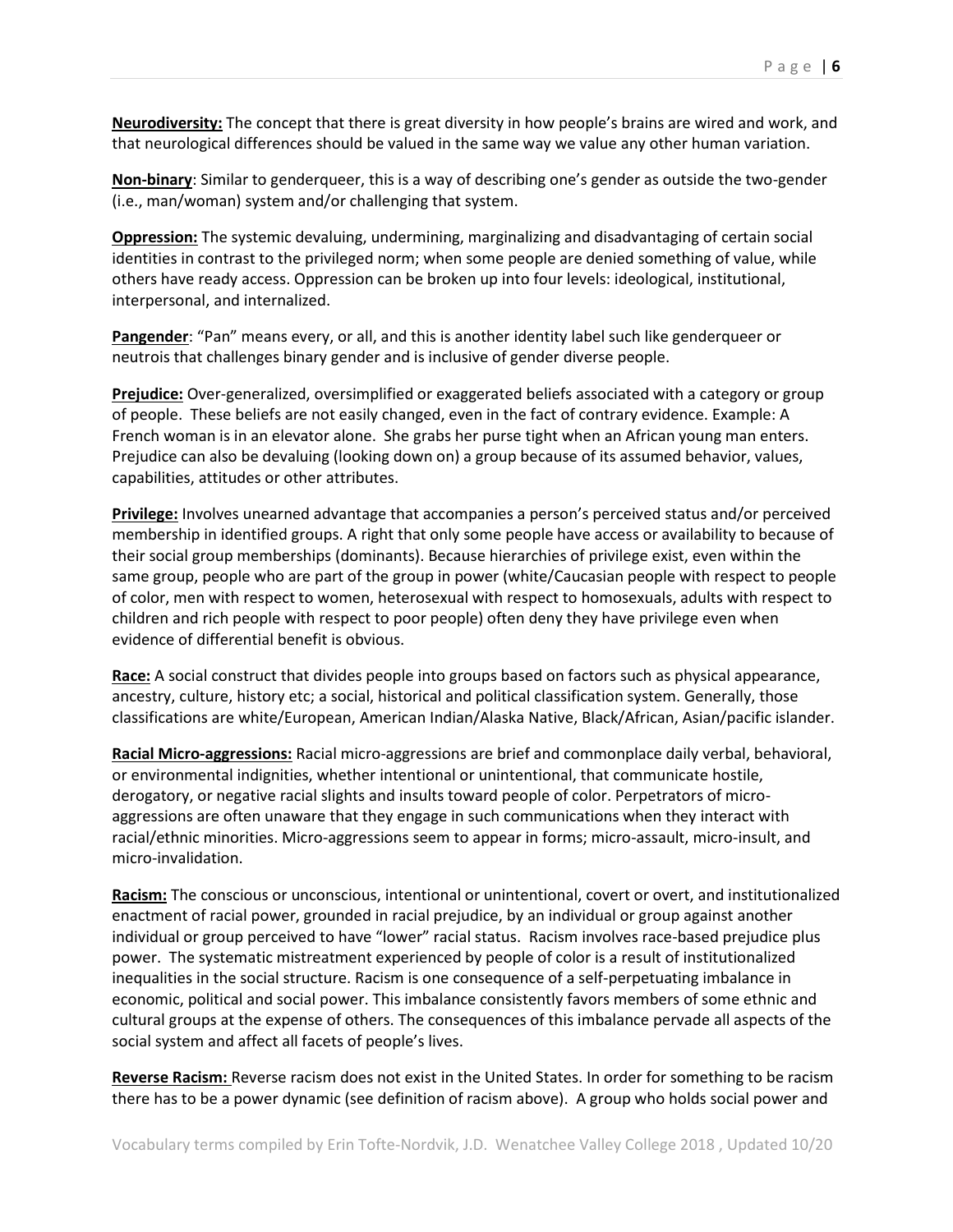**Neurodiversity:** The concept that there is great diversity in how people's brains are wired and work, and that neurological differences should be valued in the same way we value any other human variation.

**Non-binary**: Similar to genderqueer, this is a way of describing one's gender as outside the two-gender (i.e., man/woman) system and/or challenging that system.

**Oppression:** The systemic devaluing, undermining, marginalizing and disadvantaging of certain social identities in contrast to the privileged norm; when some people are denied something of value, while others have ready access. Oppression can be broken up into four levels: ideological, institutional, interpersonal, and internalized.

**Pangender**: "Pan" means every, or all, and this is another identity label such like genderqueer or neutrois that challenges binary gender and is inclusive of gender diverse people.

**Prejudice:** Over-generalized, oversimplified or exaggerated beliefs associated with a category or group of people. These beliefs are not easily changed, even in the fact of contrary evidence. Example: A French woman is in an elevator alone. She grabs her purse tight when an African young man enters. Prejudice can also be devaluing (looking down on) a group because of its assumed behavior, values, capabilities, attitudes or other attributes.

**Privilege:** Involves unearned advantage that accompanies a person's perceived status and/or perceived membership in identified groups. A right that only some people have access or availability to because of their social group memberships (dominants). Because hierarchies of privilege exist, even within the same group, people who are part of the group in power (white/Caucasian people with respect to people of color, men with respect to women, heterosexual with respect to homosexuals, adults with respect to children and rich people with respect to poor people) often deny they have privilege even when evidence of differential benefit is obvious.

**Race:** A social construct that divides people into groups based on factors such as physical appearance, ancestry, culture, history etc; a social, historical and political classification system. Generally, those classifications are white/European, American Indian/Alaska Native, Black/African, Asian/pacific islander.

**Racial Micro-aggressions:** Racial micro-aggressions are brief and commonplace daily verbal, behavioral, or environmental indignities, whether intentional or unintentional, that communicate hostile, derogatory, or negative racial slights and insults toward people of color. Perpetrators of micro-aggressions are often unaware that they engage in such communications when they interact with racial/ethnic minorities. Micro-aggressions seem to appear in forms; micro-assault, micro-insult, and micro-invalidation.

**Racism:** The conscious or unconscious, intentional or unintentional, covert or overt, and institutionalized enactment of racial power, grounded in racial prejudice, by an individual or group against another individual or group perceived to have "lower" racial status. Racism involves race-based prejudice plus power. The systematic mistreatment experienced by people of color is a result of institutionalized inequalities in the social structure. Racism is one consequence of a self-perpetuating imbalance in economic, political and social power. This imbalance consistently favors members of some ethnic and cultural groups at the expense of others. The consequences of this imbalance pervade all aspects of the social system and affect all facets of people's lives.

**Reverse Racism:** Reverse racism does not exist in the United States. In order for something to be racism there has to be a power dynamic (see definition of racism above). A group who holds social power and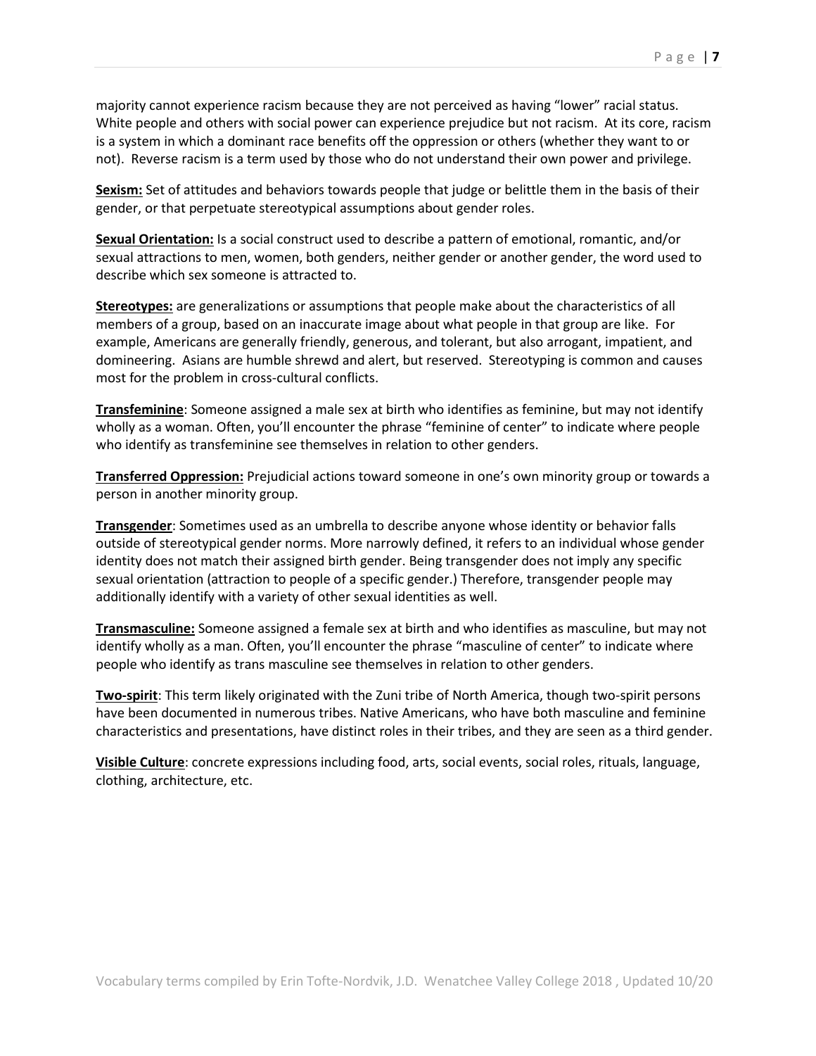majority cannot experience racism because they are not perceived as having "lower" racial status. White people and others with social power can experience prejudice but not racism. At its core, racism is a system in which a dominant race benefits off the oppression or others (whether they want to or not). Reverse racism is a term used by those who do not understand their own power and privilege.

**Sexism:** Set of attitudes and behaviors towards people that judge or belittle them in the basis of their gender, or that perpetuate stereotypical assumptions about gender roles.

**Sexual Orientation:** Is a social construct used to describe a pattern of emotional, romantic, and/or sexual attractions to men, women, both genders, neither gender or another gender, the word used to describe which sex someone is attracted to.

**Stereotypes:** are generalizations or assumptions that people make about the characteristics of all members of a group, based on an inaccurate image about what people in that group are like. For example, Americans are generally friendly, generous, and tolerant, but also arrogant, impatient, and domineering. Asians are humble shrewd and alert, but reserved. Stereotyping is common and causes most for the problem in cross-cultural conflicts.

**Transfeminine**: Someone assigned a male sex at birth who identifies as feminine, but may not identify wholly as a woman. Often, you'll encounter the phrase "feminine of center" to indicate where people who identify as transfeminine see themselves in relation to other genders.

**Transferred Oppression:** Prejudicial actions toward someone in one's own minority group or towards a person in another minority group.

**Transgender**: Sometimes used as an umbrella to describe anyone whose identity or behavior falls outside of stereotypical gender norms. More narrowly defined, it refers to an individual whose gender identity does not match their assigned birth gender. Being transgender does not imply any specific sexual orientation (attraction to people of a specific gender.) Therefore, transgender people may additionally identify with a variety of other sexual identities as well.

**Transmasculine:** Someone assigned a female sex at birth and who identifies as masculine, but may not identify wholly as a man. Often, you'll encounter the phrase "masculine of center" to indicate where people who identify as trans masculine see themselves in relation to other genders.

**Two-spirit**: This term likely originated with the Zuni tribe of North America, though two-spirit persons have been documented in numerous tribes. Native Americans, who have both masculine and feminine characteristics and presentations, have distinct roles in their tribes, and they are seen as a third gender.

**Visible Culture**: concrete expressions including food, arts, social events, social roles, rituals, language, clothing, architecture, etc.